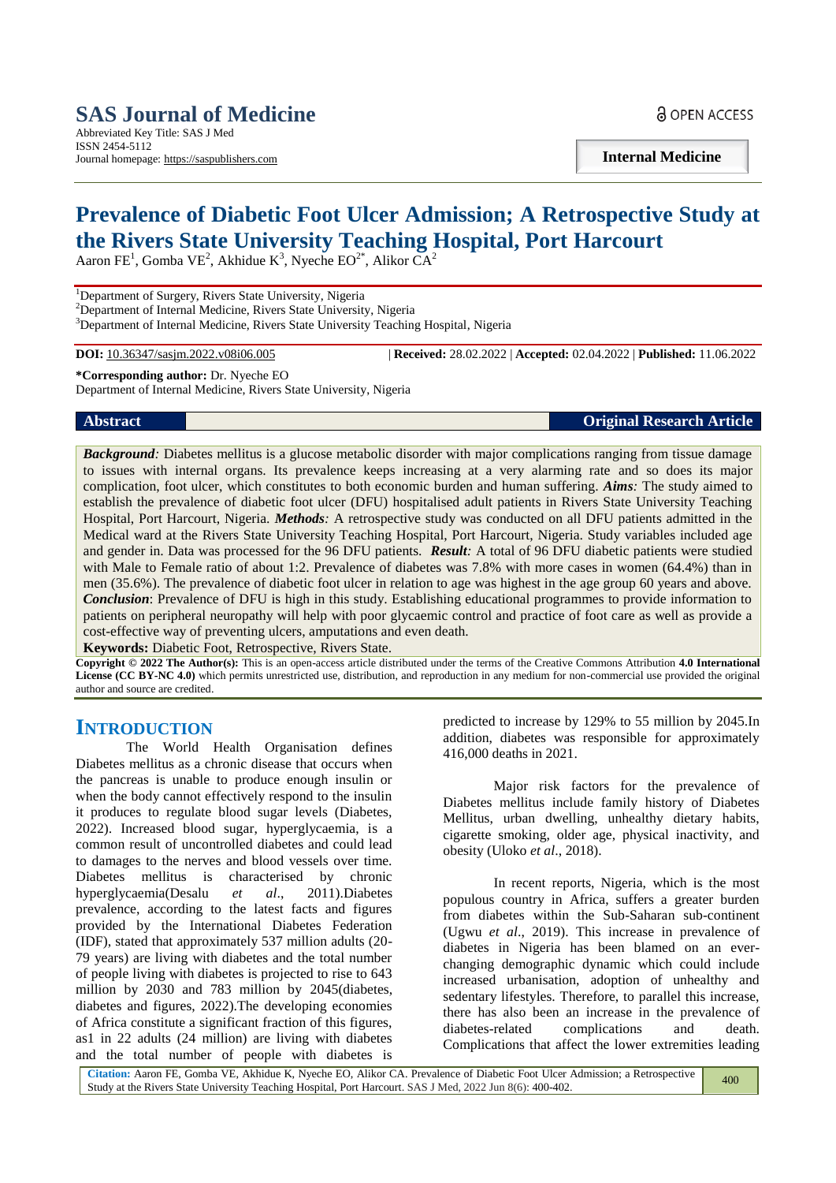SAS Journal of Medicine
Abbreviated Key Title: SAS J Med
ISSN 2454-5112
Journal homepage: https://saspublishers.com

OPEN ACCESS

**Internal Medicine**

# Prevalence of Diabetic Foot Ulcer Admission; A Retrospective Study at the Rivers State University Teaching Hospital, Port Harcourt

Aaron FE[1], Gomba VE[2], Akhidue K[3], Nyeche EO[2*], Alikor CA[2]

[1]Department of Surgery, Rivers State University, Nigeria
[2]Department of Internal Medicine, Rivers State University, Nigeria
[3]Department of Internal Medicine, Rivers State University Teaching Hospital, Nigeria

**DOI:** 10.36347/sasjm.2022.v08i06.005 | **Received:** 28.02.2022 | **Accepted:** 02.04.2022 | **Published:** 11.06.2022

**\*Corresponding author:** Dr. Nyeche EO
Department of Internal Medicine, Rivers State University, Nigeria

**Abstract** **Original Research Article**

***Background:*** Diabetes mellitus is a glucose metabolic disorder with major complications ranging from tissue damage to issues with internal organs. Its prevalence keeps increasing at a very alarming rate and so does its major complication, foot ulcer, which constitutes to both economic burden and human suffering. ***Aims:*** The study aimed to establish the prevalence of diabetic foot ulcer (DFU) hospitalised adult patients in Rivers State University Teaching Hospital, Port Harcourt, Nigeria. ***Methods:*** A retrospective study was conducted on all DFU patients admitted in the Medical ward at the Rivers State University Teaching Hospital, Port Harcourt, Nigeria. Study variables included age and gender in. Data was processed for the 96 DFU patients. ***Result:*** A total of 96 DFU diabetic patients were studied with Male to Female ratio of about 1:2. Prevalence of diabetes was 7.8% with more cases in women (64.4%) than in men (35.6%). The prevalence of diabetic foot ulcer in relation to age was highest in the age group 60 years and above. ***Conclusion***: Prevalence of DFU is high in this study. Establishing educational programmes to provide information to patients on peripheral neuropathy will help with poor glycaemic control and practice of foot care as well as provide a cost-effective way of preventing ulcers, amputations and even death.

**Keywords:** Diabetic Foot, Retrospective, Rivers State.

**Copyright © 2022 The Author(s):** This is an open-access article distributed under the terms of the Creative Commons Attribution **4.0 International License (CC BY-NC 4.0)** which permits unrestricted use, distribution, and reproduction in any medium for non-commercial use provided the original author and source are credited.

## INTRODUCTION

The World Health Organisation defines Diabetes mellitus as a chronic disease that occurs when the pancreas is unable to produce enough insulin or when the body cannot effectively respond to the insulin it produces to regulate blood sugar levels (Diabetes, 2022). Increased blood sugar, hyperglycaemia, is a common result of uncontrolled diabetes and could lead to damages to the nerves and blood vessels over time. Diabetes mellitus is characterised by chronic hyperglycaemia(Desalu *et al*., 2011).Diabetes prevalence, according to the latest facts and figures provided by the International Diabetes Federation (IDF), stated that approximately 537 million adults (20-79 years) are living with diabetes and the total number of people living with diabetes is projected to rise to 643 million by 2030 and 783 million by 2045(diabetes, diabetes and figures, 2022).The developing economies of Africa constitute a significant fraction of this figures, as1 in 22 adults (24 million) are living with diabetes and the total number of people with diabetes is predicted to increase by 129% to 55 million by 2045.In addition, diabetes was responsible for approximately 416,000 deaths in 2021.

Major risk factors for the prevalence of Diabetes mellitus include family history of Diabetes Mellitus, urban dwelling, unhealthy dietary habits, cigarette smoking, older age, physical inactivity, and obesity (Uloko *et al*., 2018).

In recent reports, Nigeria, which is the most populous country in Africa, suffers a greater burden from diabetes within the Sub-Saharan sub-continent (Ugwu *et al*., 2019). This increase in prevalence of diabetes in Nigeria has been blamed on an ever-changing demographic dynamic which could include increased urbanisation, adoption of unhealthy and sedentary lifestyles. Therefore, to parallel this increase, there has also been an increase in the prevalence of diabetes-related complications and death. Complications that affect the lower extremities leading

**Citation:** Aaron FE, Gomba VE, Akhidue K, Nyeche EO, Alikor CA. Prevalence of Diabetic Foot Ulcer Admission; a Retrospective Study at the Rivers State University Teaching Hospital, Port Harcourt. SAS J Med, 2022 Jun 8(6): 400-402.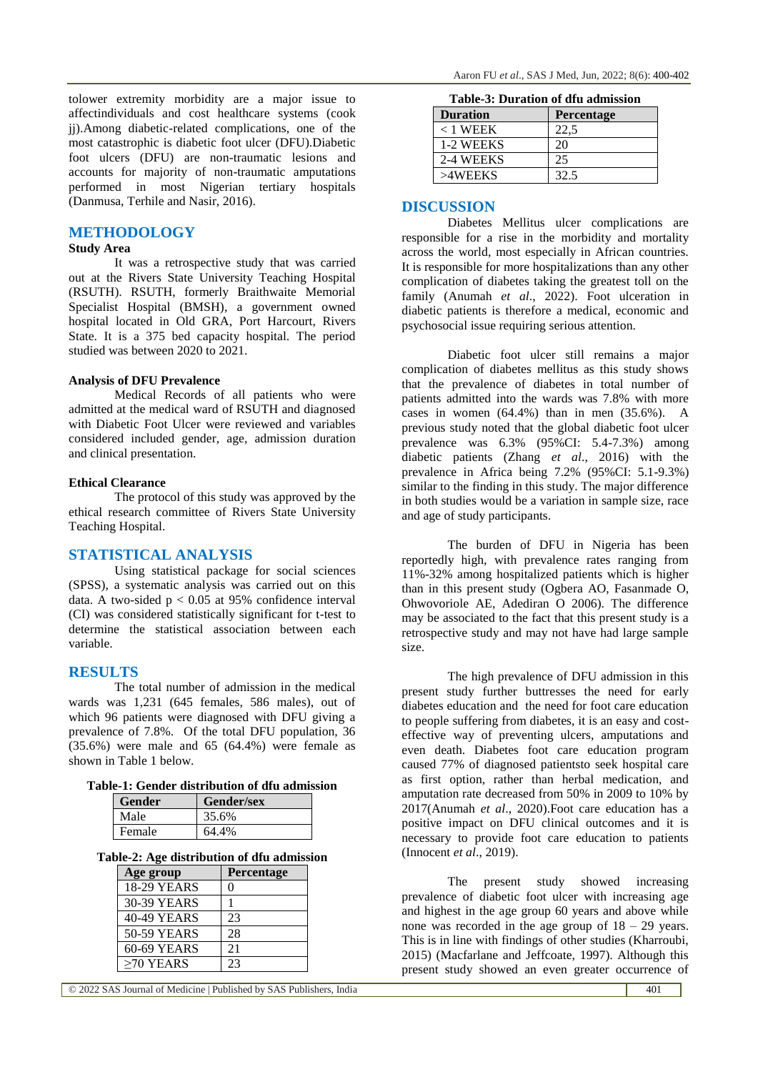tolower extremity morbidity are a major issue to affectindividuals and cost healthcare systems (cook jj).Among diabetic-related complications, one of the most catastrophic is diabetic foot ulcer (DFU).Diabetic foot ulcers (DFU) are non-traumatic lesions and accounts for majority of non-traumatic amputations performed in most Nigerian tertiary hospitals (Danmusa, Terhile and Nasir, 2016).

## METHODOLOGY

### Study Area

It was a retrospective study that was carried out at the Rivers State University Teaching Hospital (RSUTH). RSUTH, formerly Braithwaite Memorial Specialist Hospital (BMSH), a government owned hospital located in Old GRA, Port Harcourt, Rivers State. It is a 375 bed capacity hospital. The period studied was between 2020 to 2021.

### Analysis of DFU Prevalence

Medical Records of all patients who were admitted at the medical ward of RSUTH and diagnosed with Diabetic Foot Ulcer were reviewed and variables considered included gender, age, admission duration and clinical presentation.

### Ethical Clearance

The protocol of this study was approved by the ethical research committee of Rivers State University Teaching Hospital.

## STATISTICAL ANALYSIS

Using statistical package for social sciences (SPSS), a systematic analysis was carried out on this data. A two-sided $p < 0.05$ at 95% confidence interval (CI) was considered statistically significant for t-test to determine the statistical association between each variable.

## RESULTS

The total number of admission in the medical wards was 1,231 (645 females, 586 males), out of which 96 patients were diagnosed with DFU giving a prevalence of 7.8%. Of the total DFU population, 36 (35.6%) were male and 65 (64.4%) were female as shown in Table 1 below.

**Table-1: Gender distribution of dfu admission**

| Gender | Gender/sex |
|---|---|
| Male | 35.6% |
| Female | 64.4% |

**Table-2: Age distribution of dfu admission**

| Age group | Percentage |
|---|---|
| 18-29 YEARS | 0 |
| 30-39 YEARS | 1 |
| 40-49 YEARS | 23 |
| 50-59 YEARS | 28 |
| 60-69 YEARS | 21 |
| ≥70 YEARS | 23 |

**Table-3: Duration of dfu admission**

| Duration | Percentage |
|---|---|
| < 1 WEEK | 22,5 |
| 1-2 WEEKS | 20 |
| 2-4 WEEKS | 25 |
| >4WEEKS | 32.5 |

## DISCUSSION

Diabetes Mellitus ulcer complications are responsible for a rise in the morbidity and mortality across the world, most especially in African countries. It is responsible for more hospitalizations than any other complication of diabetes taking the greatest toll on the family (Anumah *et al*., 2022). Foot ulceration in diabetic patients is therefore a medical, economic and psychosocial issue requiring serious attention.

Diabetic foot ulcer still remains a major complication of diabetes mellitus as this study shows that the prevalence of diabetes in total number of patients admitted into the wards was 7.8% with more cases in women (64.4%) than in men (35.6%). A previous study noted that the global diabetic foot ulcer prevalence was 6.3% (95%CI: 5.4-7.3%) among diabetic patients (Zhang *et al*., 2016) with the prevalence in Africa being 7.2% (95%CI: 5.1-9.3%) similar to the finding in this study. The major difference in both studies would be a variation in sample size, race and age of study participants.

The burden of DFU in Nigeria has been reportedly high, with prevalence rates ranging from 11%-32% among hospitalized patients which is higher than in this present study (Ogbera AO, Fasanmade O, Ohwovoriole AE, Adediran O 2006). The difference may be associated to the fact that this present study is a retrospective study and may not have had large sample size.

The high prevalence of DFU admission in this present study further buttresses the need for early diabetes education and the need for foot care education to people suffering from diabetes, it is an easy and cost-effective way of preventing ulcers, amputations and even death. Diabetes foot care education program caused 77% of diagnosed patientsto seek hospital care as first option, rather than herbal medication, and amputation rate decreased from 50% in 2009 to 10% by 2017(Anumah *et al*., 2020).Foot care education has a positive impact on DFU clinical outcomes and it is necessary to provide foot care education to patients (Innocent *et al*., 2019).

The present study showed increasing prevalence of diabetic foot ulcer with increasing age and highest in the age group 60 years and above while none was recorded in the age group of 18 – 29 years. This is in line with findings of other studies (Kharroubi, 2015) (Macfarlane and Jeffcoate, 1997). Although this present study showed an even greater occurrence of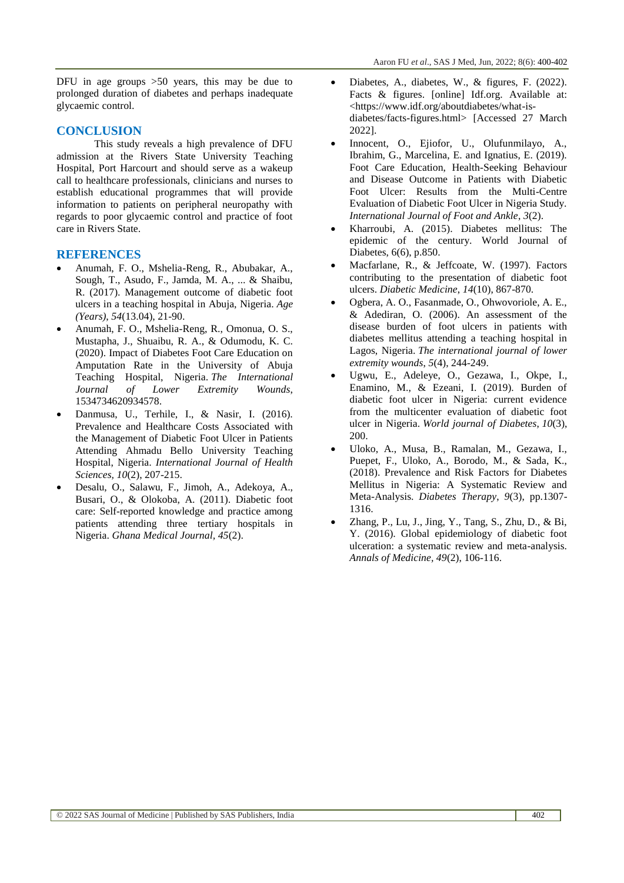DFU in age groups >50 years, this may be due to prolonged duration of diabetes and perhaps inadequate glycaemic control.

## CONCLUSION

This study reveals a high prevalence of DFU admission at the Rivers State University Teaching Hospital, Port Harcourt and should serve as a wakeup call to healthcare professionals, clinicians and nurses to establish educational programmes that will provide information to patients on peripheral neuropathy with regards to poor glycaemic control and practice of foot care in Rivers State.

## REFERENCES

- Anumah, F. O., Mshelia-Reng, R., Abubakar, A., Sough, T., Asudo, F., Jamda, M. A., ... & Shaibu, R. (2017). Management outcome of diabetic foot ulcers in a teaching hospital in Abuja, Nigeria. *Age (Years)*, *54*(13.04), 21-90.
- Anumah, F. O., Mshelia-Reng, R., Omonua, O. S., Mustapha, J., Shuaibu, R. A., & Odumodu, K. C. (2020). Impact of Diabetes Foot Care Education on Amputation Rate in the University of Abuja Teaching Hospital, Nigeria. *The International Journal of Lower Extremity Wounds*, 1534734620934578.
- Danmusa, U., Terhile, I., & Nasir, I. (2016). Prevalence and Healthcare Costs Associated with the Management of Diabetic Foot Ulcer in Patients Attending Ahmadu Bello University Teaching Hospital, Nigeria. *International Journal of Health Sciences*, *10*(2), 207-215.
- Desalu, O., Salawu, F., Jimoh, A., Adekoya, A., Busari, O., & Olokoba, A. (2011). Diabetic foot care: Self-reported knowledge and practice among patients attending three tertiary hospitals in Nigeria. *Ghana Medical Journal*, *45*(2).
- Diabetes, A., diabetes, W., & figures, F. (2022). Facts & figures. [online] Idf.org. Available at: <https://www.idf.org/aboutdiabetes/what-is-diabetes/facts-figures.html> [Accessed 27 March 2022].
- Innocent, O., Ejiofor, U., Olufunmilayo, A., Ibrahim, G., Marcelina, E. and Ignatius, E. (2019). Foot Care Education, Health-Seeking Behaviour and Disease Outcome in Patients with Diabetic Foot Ulcer: Results from the Multi-Centre Evaluation of Diabetic Foot Ulcer in Nigeria Study. *International Journal of Foot and Ankle*, *3*(2).
- Kharroubi, A. (2015). Diabetes mellitus: The epidemic of the century. World Journal of Diabetes, 6(6), p.850.
- Macfarlane, R., & Jeffcoate, W. (1997). Factors contributing to the presentation of diabetic foot ulcers. *Diabetic Medicine*, *14*(10), 867-870.
- Ogbera, A. O., Fasanmade, O., Ohwovoriole, A. E., & Adediran, O. (2006). An assessment of the disease burden of foot ulcers in patients with diabetes mellitus attending a teaching hospital in Lagos, Nigeria. *The international journal of lower extremity wounds*, *5*(4), 244-249.
- Ugwu, E., Adeleye, O., Gezawa, I., Okpe, I., Enamino, M., & Ezeani, I. (2019). Burden of diabetic foot ulcer in Nigeria: current evidence from the multicenter evaluation of diabetic foot ulcer in Nigeria. *World journal of Diabetes*, *10*(3), 200.
- Uloko, A., Musa, B., Ramalan, M., Gezawa, I., Puepet, F., Uloko, A., Borodo, M., & Sada, K., (2018). Prevalence and Risk Factors for Diabetes Mellitus in Nigeria: A Systematic Review and Meta-Analysis. *Diabetes Therapy*, *9*(3), pp.1307-1316.
- Zhang, P., Lu, J., Jing, Y., Tang, S., Zhu, D., & Bi, Y. (2016). Global epidemiology of diabetic foot ulceration: a systematic review and meta-analysis. *Annals of Medicine*, *49*(2), 106-116.